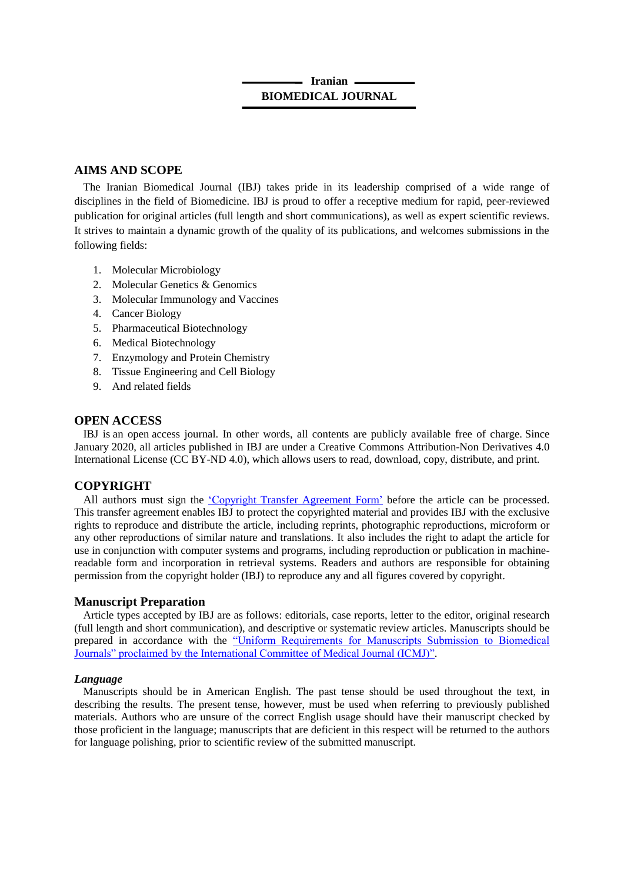# Iranian BIOMEDICAL JOURNAL

## AIMS AND SCOPE

The Iranian Biomedical Journal (IBJ) takes pride in its leadership comprised of a wide range of disciplines in the field of Biomedicine. IBJ is proud to offer a receptive medium for rapid, peer-reviewed publication for original articles (full length and short communications), as well as expert scientific reviews. It strives to maintain a dynamic growth of the quality of its publications, and welcomes submissions in the following fields:

1. Molecular Microbiology
2. Molecular Genetics & Genomics
3. Molecular Immunology and Vaccines
4. Cancer Biology
5. Pharmaceutical Biotechnology
6. Medical Biotechnology
7. Enzymology and Protein Chemistry
8. Tissue Engineering and Cell Biology
9. And related fields

## OPEN ACCESS

IBJ is an open access journal. In other words, all contents are publicly available free of charge. Since January 2020, all articles published in IBJ are under a Creative Commons Attribution-Non Derivatives 4.0 International License (CC BY-ND 4.0), which allows users to read, download, copy, distribute, and print.

## COPYRIGHT

All authors must sign the 'Copyright Transfer Agreement Form' before the article can be processed. This transfer agreement enables IBJ to protect the copyrighted material and provides IBJ with the exclusive rights to reproduce and distribute the article, including reprints, photographic reproductions, microform or any other reproductions of similar nature and translations. It also includes the right to adapt the article for use in conjunction with computer systems and programs, including reproduction or publication in machine-readable form and incorporation in retrieval systems. Readers and authors are responsible for obtaining permission from the copyright holder (IBJ) to reproduce any and all figures covered by copyright.

## Manuscript Preparation

Article types accepted by IBJ are as follows: editorials, case reports, letter to the editor, original research (full length and short communication), and descriptive or systematic review articles. Manuscripts should be prepared in accordance with the "Uniform Requirements for Manuscripts Submission to Biomedical Journals" proclaimed by the International Committee of Medical Journal (ICMJ)".

### *Language*

Manuscripts should be in American English. The past tense should be used throughout the text, in describing the results. The present tense, however, must be used when referring to previously published materials. Authors who are unsure of the correct English usage should have their manuscript checked by those proficient in the language; manuscripts that are deficient in this respect will be returned to the authors for language polishing, prior to scientific review of the submitted manuscript.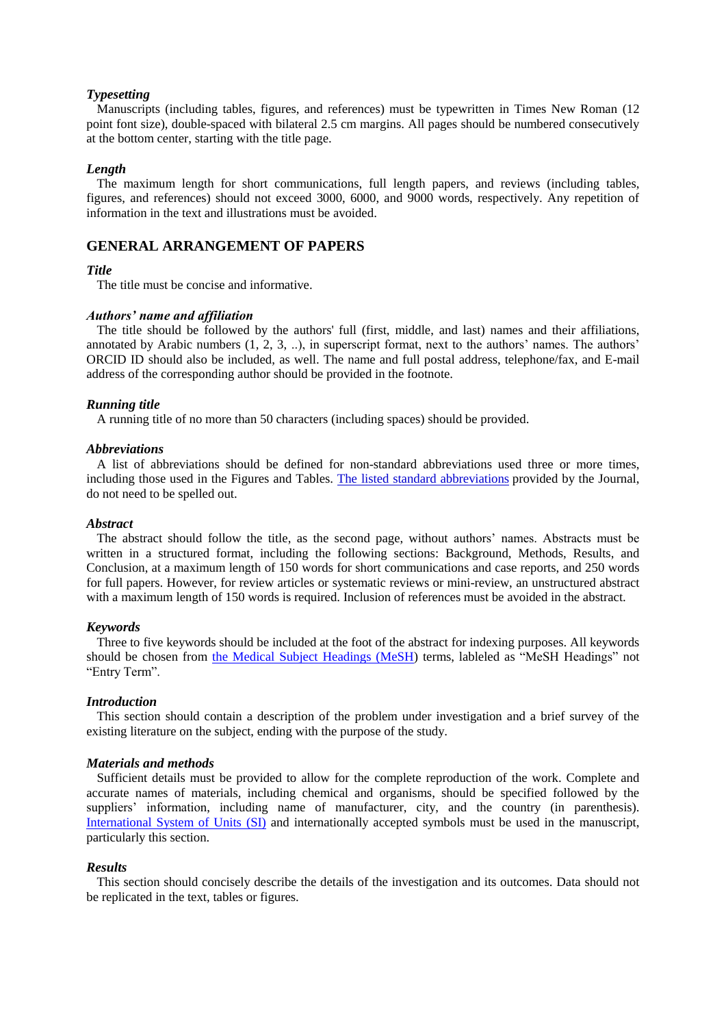### *Typesetting*

Manuscripts (including tables, figures, and references) must be typewritten in Times New Roman (12 point font size), double-spaced with bilateral 2.5 cm margins. All pages should be numbered consecutively at the bottom center, starting with the title page.

### *Length*

The maximum length for short communications, full length papers, and reviews (including tables, figures, and references) should not exceed 3000, 6000, and 9000 words, respectively. Any repetition of information in the text and illustrations must be avoided.

## GENERAL ARRANGEMENT OF PAPERS

### *Title*

The title must be concise and informative.

### *Authors' name and affiliation*

The title should be followed by the authors' full (first, middle, and last) names and their affiliations, annotated by Arabic numbers (1, 2, 3, ..), in superscript format, next to the authors' names. The authors' ORCID ID should also be included, as well. The name and full postal address, telephone/fax, and E-mail address of the corresponding author should be provided in the footnote.

### *Running title*

A running title of no more than 50 characters (including spaces) should be provided.

### *Abbreviations*

A list of abbreviations should be defined for non-standard abbreviations used three or more times, including those used in the Figures and Tables. The listed standard abbreviations provided by the Journal, do not need to be spelled out.

### *Abstract*

The abstract should follow the title, as the second page, without authors' names. Abstracts must be written in a structured format, including the following sections: Background, Methods, Results, and Conclusion, at a maximum length of 150 words for short communications and case reports, and 250 words for full papers. However, for review articles or systematic reviews or mini-review, an unstructured abstract with a maximum length of 150 words is required. Inclusion of references must be avoided in the abstract.

### *Keywords*

Three to five keywords should be included at the foot of the abstract for indexing purposes. All keywords should be chosen from the Medical Subject Headings (MeSH) terms, lableled as "MeSH Headings" not "Entry Term".

### *Introduction*

This section should contain a description of the problem under investigation and a brief survey of the existing literature on the subject, ending with the purpose of the study.

### *Materials and methods*

Sufficient details must be provided to allow for the complete reproduction of the work. Complete and accurate names of materials, including chemical and organisms, should be specified followed by the suppliers' information, including name of manufacturer, city, and the country (in parenthesis). International System of Units (SI) and internationally accepted symbols must be used in the manuscript, particularly this section.

### *Results*

This section should concisely describe the details of the investigation and its outcomes. Data should not be replicated in the text, tables or figures.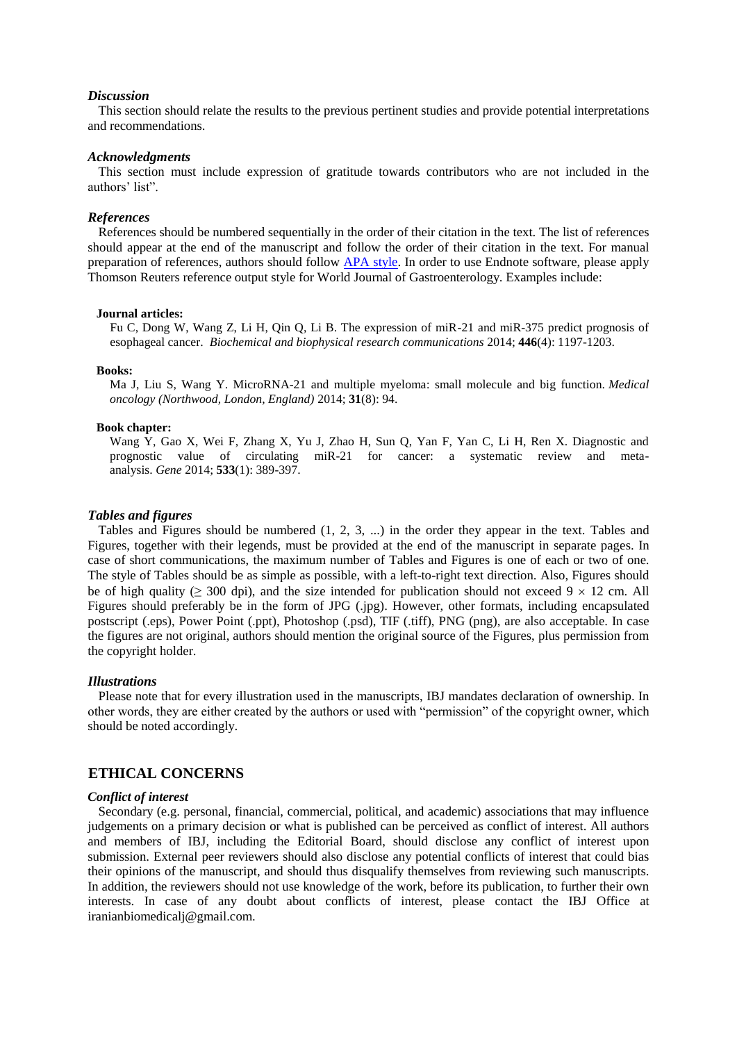### *Discussion*

This section should relate the results to the previous pertinent studies and provide potential interpretations and recommendations.

### *Acknowledgments*

This section must include expression of gratitude towards contributors who are not included in the authors' list".

### *References*

References should be numbered sequentially in the order of their citation in the text. The list of references should appear at the end of the manuscript and follow the order of their citation in the text. For manual preparation of references, authors should follow APA style. In order to use Endnote software, please apply Thomson Reuters reference output style for World Journal of Gastroenterology. Examples include:

**Journal articles:**

Fu C, Dong W, Wang Z, Li H, Qin Q, Li B. The expression of miR-21 and miR-375 predict prognosis of esophageal cancer. *Biochemical and biophysical research communications* 2014; **446**(4): 1197-1203.

**Books:**

Ma J, Liu S, Wang Y. MicroRNA-21 and multiple myeloma: small molecule and big function. *Medical oncology (Northwood, London, England)* 2014; **31**(8): 94.

**Book chapter:**

Wang Y, Gao X, Wei F, Zhang X, Yu J, Zhao H, Sun Q, Yan F, Yan C, Li H, Ren X. Diagnostic and prognostic value of circulating miR-21 for cancer: a systematic review and meta-analysis. *Gene* 2014; **533**(1): 389-397.

### *Tables and figures*

Tables and Figures should be numbered (1, 2, 3, ...) in the order they appear in the text. Tables and Figures, together with their legends, must be provided at the end of the manuscript in separate pages. In case of short communications, the maximum number of Tables and Figures is one of each or two of one. The style of Tables should be as simple as possible, with a left-to-right text direction. Also, Figures should be of high quality ($\geq$ 300 dpi), and the size intended for publication should not exceed $9 \times 12$ cm. All Figures should preferably be in the form of JPG (.jpg). However, other formats, including encapsulated postscript (.eps), Power Point (.ppt), Photoshop (.psd), TIF (.tiff), PNG (png), are also acceptable. In case the figures are not original, authors should mention the original source of the Figures, plus permission from the copyright holder.

### *Illustrations*

Please note that for every illustration used in the manuscripts, IBJ mandates declaration of ownership. In other words, they are either created by the authors or used with "permission" of the copyright owner, which should be noted accordingly.

## ETHICAL CONCERNS

### *Conflict of interest*

Secondary (e.g. personal, financial, commercial, political, and academic) associations that may influence judgements on a primary decision or what is published can be perceived as conflict of interest. All authors and members of IBJ, including the Editorial Board, should disclose any conflict of interest upon submission. External peer reviewers should also disclose any potential conflicts of interest that could bias their opinions of the manuscript, and should thus disqualify themselves from reviewing such manuscripts. In addition, the reviewers should not use knowledge of the work, before its publication, to further their own interests. In case of any doubt about conflicts of interest, please contact the IBJ Office at iranianbiomedicalj@gmail.com.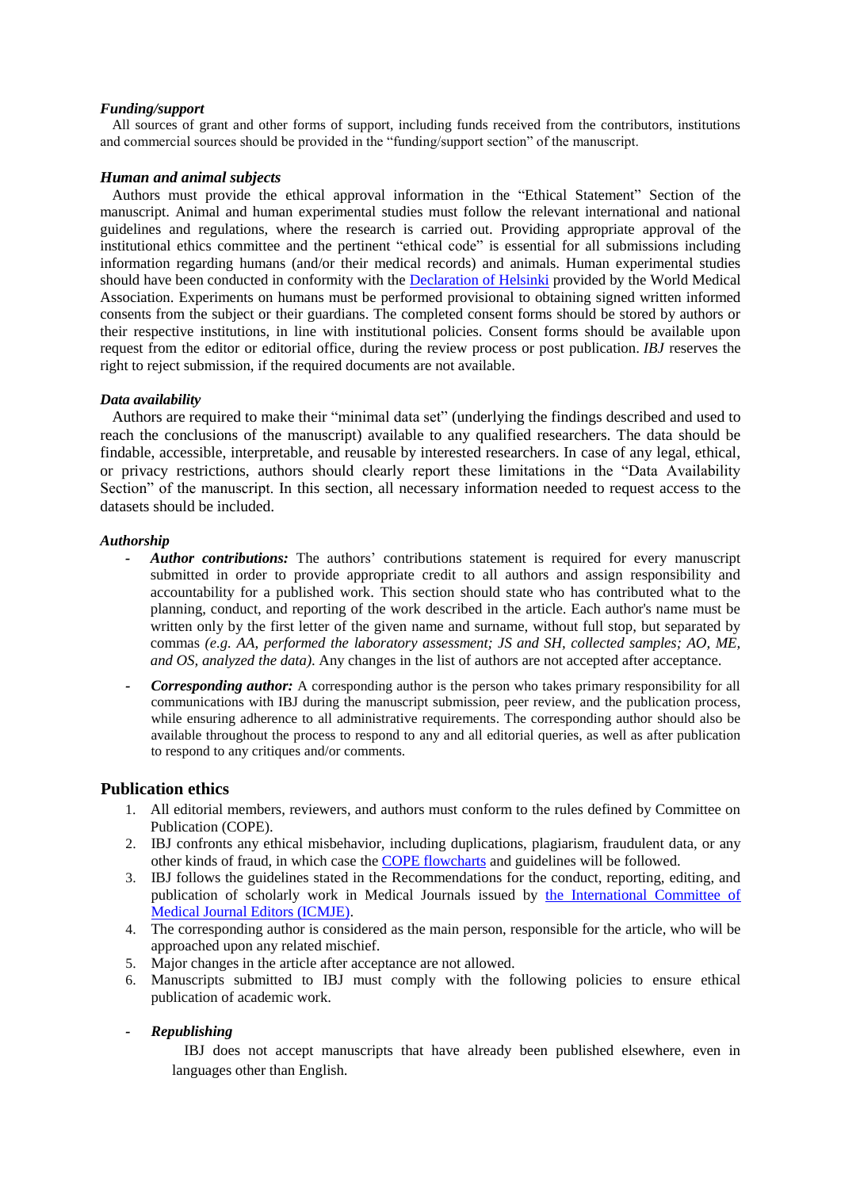***Funding/support***

All sources of grant and other forms of support, including funds received from the contributors, institutions and commercial sources should be provided in the "funding/support section" of the manuscript.

***Human and animal subjects***

Authors must provide the ethical approval information in the "Ethical Statement" Section of the manuscript. Animal and human experimental studies must follow the relevant international and national guidelines and regulations, where the research is carried out. Providing appropriate approval of the institutional ethics committee and the pertinent "ethical code" is essential for all submissions including information regarding humans (and/or their medical records) and animals. Human experimental studies should have been conducted in conformity with the [Declaration of Helsinki]() provided by the World Medical Association. Experiments on humans must be performed provisional to obtaining signed written informed consents from the subject or their guardians. The completed consent forms should be stored by authors or their respective institutions, in line with institutional policies. Consent forms should be available upon request from the editor or editorial office, during the review process or post publication. *IBJ* reserves the right to reject submission, if the required documents are not available.

***Data availability***

Authors are required to make their "minimal data set" (underlying the findings described and used to reach the conclusions of the manuscript) available to any qualified researchers. The data should be findable, accessible, interpretable, and reusable by interested researchers. In case of any legal, ethical, or privacy restrictions, authors should clearly report these limitations in the "Data Availability Section" of the manuscript. In this section, all necessary information needed to request access to the datasets should be included.

***Authorship***

- ***Author contributions:*** The authors' contributions statement is required for every manuscript submitted in order to provide appropriate credit to all authors and assign responsibility and accountability for a published work. This section should state who has contributed what to the planning, conduct, and reporting of the work described in the article. Each author's name must be written only by the first letter of the given name and surname, without full stop, but separated by commas *(e.g. AA, performed the laboratory assessment; JS and SH, collected samples; AO, ME, and OS, analyzed the data)*. Any changes in the list of authors are not accepted after acceptance.

- ***Corresponding author:*** A corresponding author is the person who takes primary responsibility for all communications with IBJ during the manuscript submission, peer review, and the publication process, while ensuring adherence to all administrative requirements. The corresponding author should also be available throughout the process to respond to any and all editorial queries, as well as after publication to respond to any critiques and/or comments.

## Publication ethics

1. All editorial members, reviewers, and authors must conform to the rules defined by Committee on Publication (COPE).
2. IBJ confronts any ethical misbehavior, including duplications, plagiarism, fraudulent data, or any other kinds of fraud, in which case the [COPE flowcharts]() and guidelines will be followed.
3. IBJ follows the guidelines stated in the Recommendations for the conduct, reporting, editing, and publication of scholarly work in Medical Journals issued by [the International Committee of Medical Journal Editors (ICMJE)]().
4. The corresponding author is considered as the main person, responsible for the article, who will be approached upon any related mischief.
5. Major changes in the article after acceptance are not allowed.
6. Manuscripts submitted to IBJ must comply with the following policies to ensure ethical publication of academic work.

- ***Republishing***

  IBJ does not accept manuscripts that have already been published elsewhere, even in languages other than English.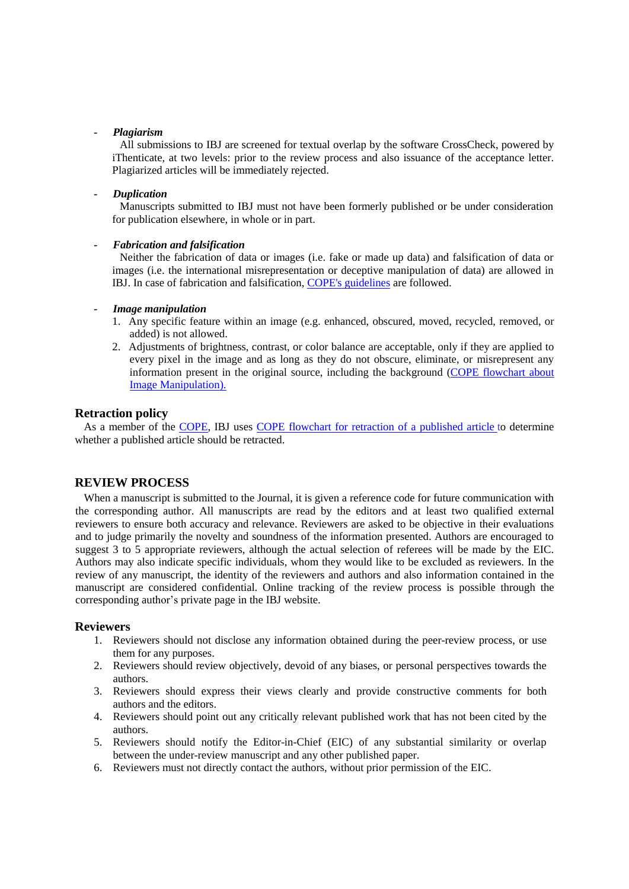- ***Plagiarism***

  All submissions to IBJ are screened for textual overlap by the software CrossCheck, powered by iThenticate, at two levels: prior to the review process and also issuance of the acceptance letter. Plagiarized articles will be immediately rejected.

- ***Duplication***

  Manuscripts submitted to IBJ must not have been formerly published or be under consideration for publication elsewhere, in whole or in part.

- ***Fabrication and falsification***

  Neither the fabrication of data or images (i.e. fake or made up data) and falsification of data or images (i.e. the international misrepresentation or deceptive manipulation of data) are allowed in IBJ. In case of fabrication and falsification, [COPE's guidelines]() are followed.

- ***Image manipulation***
  1. Any specific feature within an image (e.g. enhanced, obscured, moved, recycled, removed, or added) is not allowed.
  2. Adjustments of brightness, contrast, or color balance are acceptable, only if they are applied to every pixel in the image and as long as they do not obscure, eliminate, or misrepresent any information present in the original source, including the background ([COPE flowchart about Image Manipulation).]()

## Retraction policy

As a member of the [COPE](), IBJ uses [COPE flowchart for retraction of a published article ]()to determine whether a published article should be retracted.

## REVIEW PROCESS

When a manuscript is submitted to the Journal, it is given a reference code for future communication with the corresponding author. All manuscripts are read by the editors and at least two qualified external reviewers to ensure both accuracy and relevance. Reviewers are asked to be objective in their evaluations and to judge primarily the novelty and soundness of the information presented. Authors are encouraged to suggest 3 to 5 appropriate reviewers, although the actual selection of referees will be made by the EIC. Authors may also indicate specific individuals, whom they would like to be excluded as reviewers. In the review of any manuscript, the identity of the reviewers and authors and also information contained in the manuscript are considered confidential. Online tracking of the review process is possible through the corresponding author's private page in the IBJ website.

## Reviewers

1. Reviewers should not disclose any information obtained during the peer-review process, or use them for any purposes.
2. Reviewers should review objectively, devoid of any biases, or personal perspectives towards the authors.
3. Reviewers should express their views clearly and provide constructive comments for both authors and the editors.
4. Reviewers should point out any critically relevant published work that has not been cited by the authors.
5. Reviewers should notify the Editor-in-Chief (EIC) of any substantial similarity or overlap between the under-review manuscript and any other published paper.
6. Reviewers must not directly contact the authors, without prior permission of the EIC.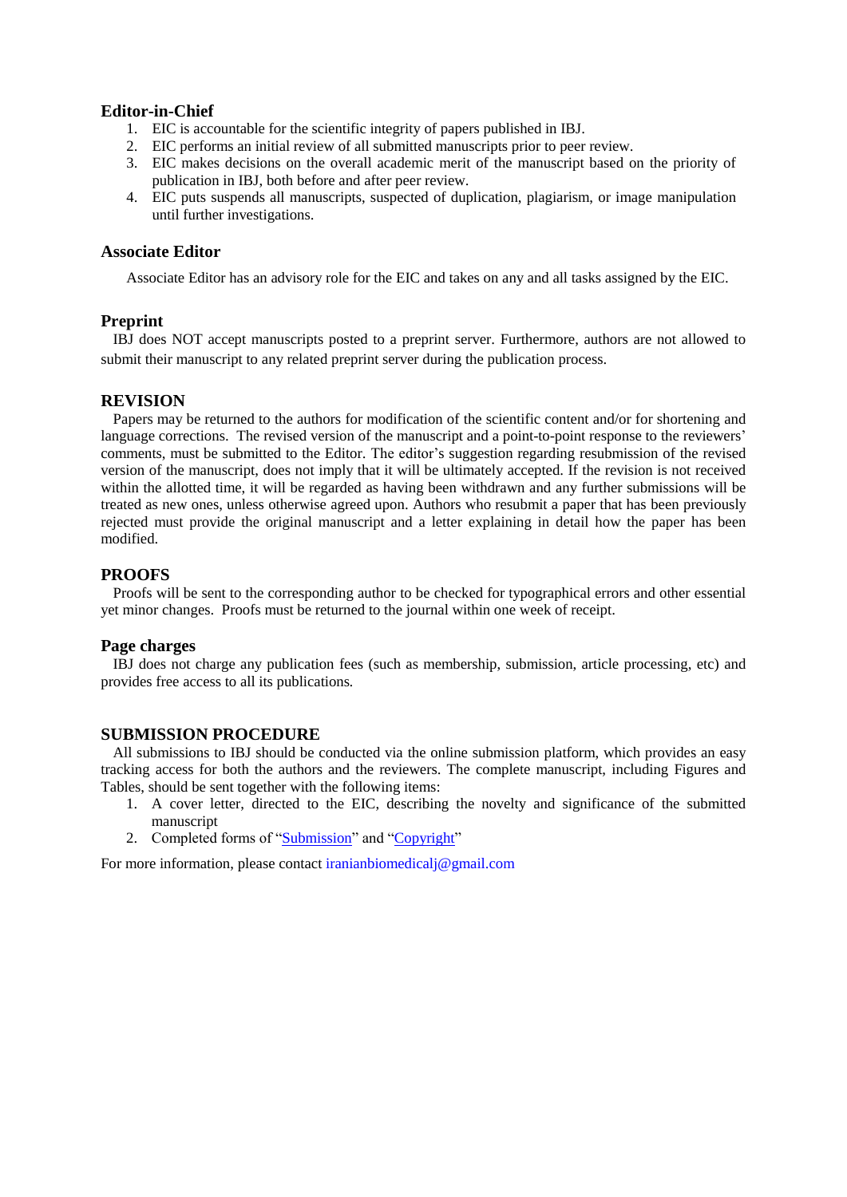### Editor-in-Chief

1. EIC is accountable for the scientific integrity of papers published in IBJ.
2. EIC performs an initial review of all submitted manuscripts prior to peer review.
3. EIC makes decisions on the overall academic merit of the manuscript based on the priority of publication in IBJ, both before and after peer review.
4. EIC puts suspends all manuscripts, suspected of duplication, plagiarism, or image manipulation until further investigations.

### Associate Editor

Associate Editor has an advisory role for the EIC and takes on any and all tasks assigned by the EIC.

### Preprint

IBJ does NOT accept manuscripts posted to a preprint server. Furthermore, authors are not allowed to submit their manuscript to any related preprint server during the publication process.

### REVISION

Papers may be returned to the authors for modification of the scientific content and/or for shortening and language corrections. The revised version of the manuscript and a point-to-point response to the reviewers' comments, must be submitted to the Editor. The editor's suggestion regarding resubmission of the revised version of the manuscript, does not imply that it will be ultimately accepted. If the revision is not received within the allotted time, it will be regarded as having been withdrawn and any further submissions will be treated as new ones, unless otherwise agreed upon. Authors who resubmit a paper that has been previously rejected must provide the original manuscript and a letter explaining in detail how the paper has been modified.

### PROOFS

Proofs will be sent to the corresponding author to be checked for typographical errors and other essential yet minor changes. Proofs must be returned to the journal within one week of receipt.

### Page charges

IBJ does not charge any publication fees (such as membership, submission, article processing, etc) and provides free access to all its publications.

### SUBMISSION PROCEDURE

All submissions to IBJ should be conducted via the online submission platform, which provides an easy tracking access for both the authors and the reviewers. The complete manuscript, including Figures and Tables, should be sent together with the following items:

1. A cover letter, directed to the EIC, describing the novelty and significance of the submitted manuscript
2. Completed forms of "Submission" and "Copyright"

For more information, please contact iranianbiomedicalj@gmail.com